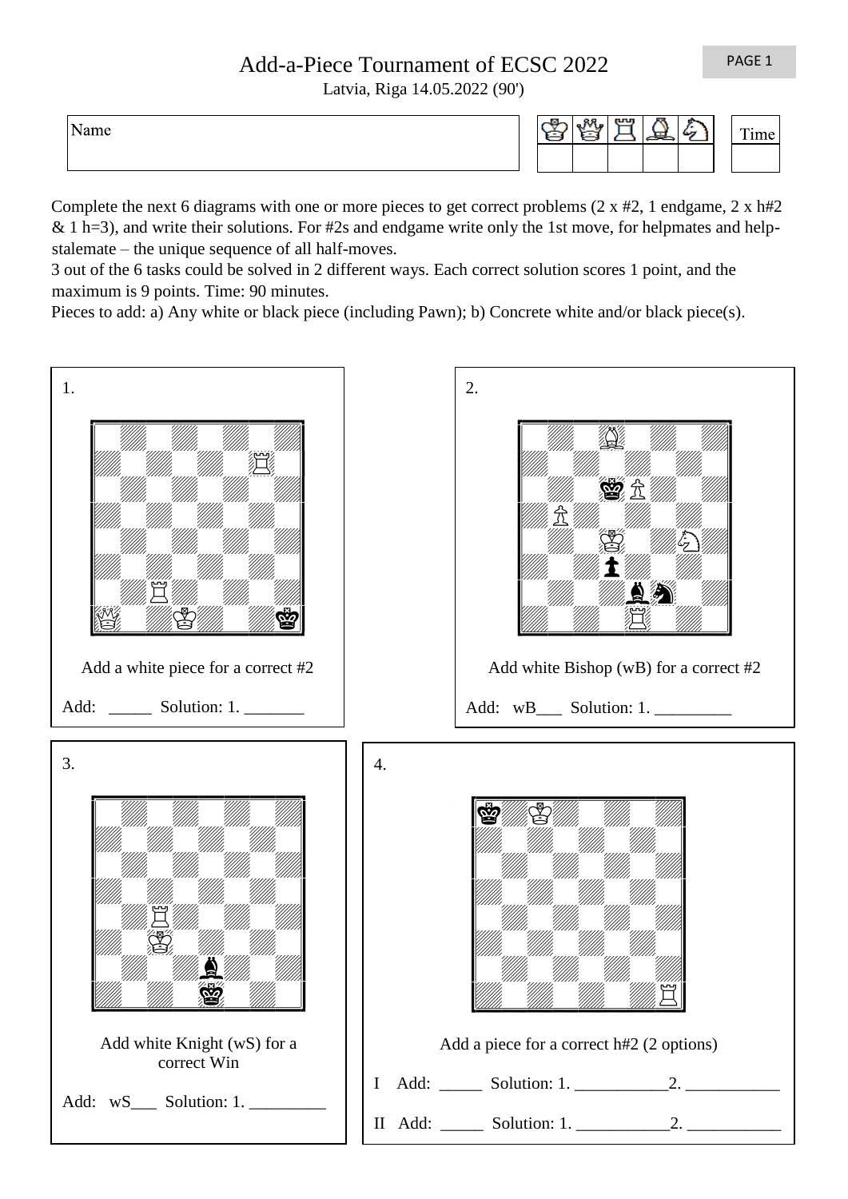# Add-a-Piece Tournament of ECSC 2022

Latvia, Riga 14.05.2022 (90')

| Name | ♔ | ♕ | ♖ | ♗ | ♘ | Time |
|---|---|---|---|---|---|---|
| | | | | | | |

Complete the next 6 diagrams with one or more pieces to get correct problems (2 x #2, 1 endgame, 2 x h#2 & 1 h=3), and write their solutions. For #2s and endgame write only the 1st move, for helpmates and help-stalemate – the unique sequence of all half-moves.

3 out of the 6 tasks could be solved in 2 different ways. Each correct solution scores 1 point, and the maximum is 9 points. Time: 90 minutes.

Pieces to add: a) Any white or black piece (including Pawn); b) Concrete white and/or black piece(s).

**1.**

Add a white piece for a correct #2

Add: _____ Solution: 1. _______

**2.**

Add white Bishop (wB) for a correct #2

Add: wB___ Solution: 1. _________

**3.**

Add white Knight (wS) for a correct Win

Add: wS___ Solution: 1. _________

**4.**

Add a piece for a correct h#2 (2 options)

I Add: _____ Solution: 1. ___________2. ___________

II Add: _____ Solution: 1. ___________2. ___________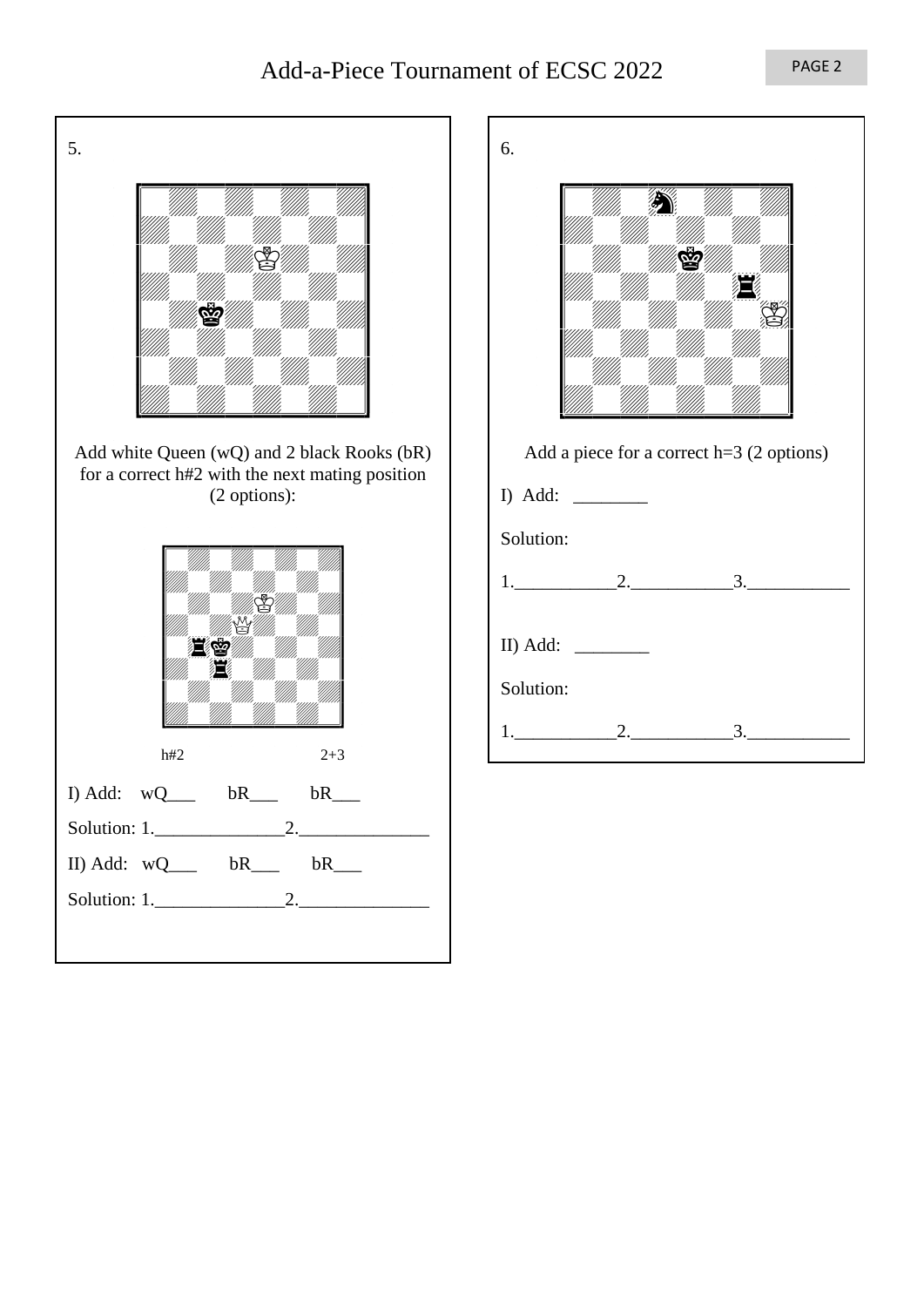# Add-a-Piece Tournament of ECSC 2022

5.

Add white Queen (wQ) and 2 black Rooks (bR) for a correct h#2 with the next mating position (2 options):

h#2 2+3

I) Add: wQ___ bR___ bR___

Solution: 1.______________2.______________

II) Add: wQ___ bR___ bR___

Solution: 1.______________2.______________

6.

Add a piece for a correct h=3 (2 options)

I) Add: ________

Solution:

1.___________2.___________3.___________

II) Add: ________

Solution:

1.___________2.___________3.___________